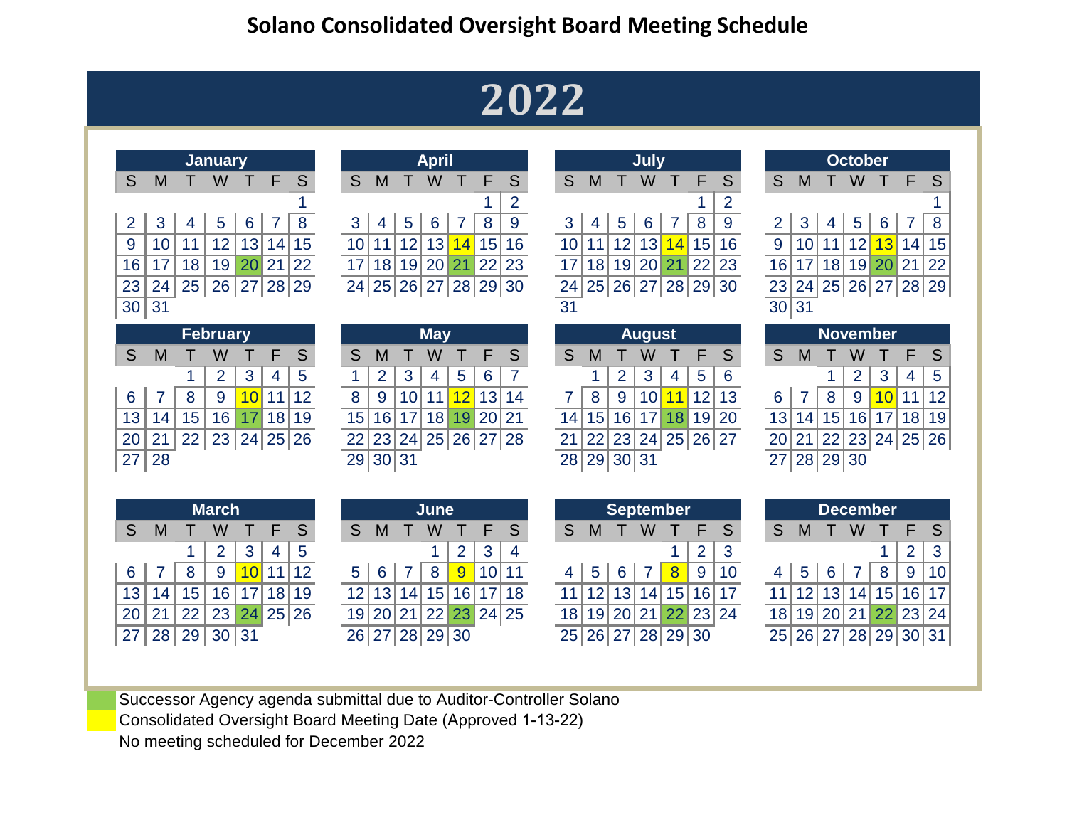# Solano Consolidated Oversight Board Meeting Schedule

## 2022

### January

| S | M | T | W | T | F | S |
|---|---|---|---|---|---|---|
| | | | | | | 1 |
| 2 | 3 | 4 | 5 | 6 | 7 | 8 |
| 9 | 10 | 11 | 12 | 13 | 14 | 15 |
| 16 | 17 | 18 | 19 | 20 | 21 | 22 |
| 23 | 24 | 25 | 26 | 27 | 28 | 29 |
| 30 | 31 | | | | | |

### February

| S | M | T | W | T | F | S |
|---|---|---|---|---|---|---|
| | | 1 | 2 | 3 | 4 | 5 |
| 6 | 7 | 8 | 9 | 10 | 11 | 12 |
| 13 | 14 | 15 | 16 | 17 | 18 | 19 |
| 20 | 21 | 22 | 23 | 24 | 25 | 26 |
| 27 | 28 | | | | | |

### March

| S | M | T | W | T | F | S |
|---|---|---|---|---|---|---|
| | | 1 | 2 | 3 | 4 | 5 |
| 6 | 7 | 8 | 9 | 10 | 11 | 12 |
| 13 | 14 | 15 | 16 | 17 | 18 | 19 |
| 20 | 21 | 22 | 23 | 24 | 25 | 26 |
| 27 | 28 | 29 | 30 | 31 | | |

### April

| S | M | T | W | T | F | S |
|---|---|---|---|---|---|---|
| | | | | | 1 | 2 |
| 3 | 4 | 5 | 6 | 7 | 8 | 9 |
| 10 | 11 | 12 | 13 | 14 | 15 | 16 |
| 17 | 18 | 19 | 20 | 21 | 22 | 23 |
| 24 | 25 | 26 | 27 | 28 | 29 | 30 |

### May

| S | M | T | W | T | F | S |
|---|---|---|---|---|---|---|
| 1 | 2 | 3 | 4 | 5 | 6 | 7 |
| 8 | 9 | 10 | 11 | 12 | 13 | 14 |
| 15 | 16 | 17 | 18 | 19 | 20 | 21 |
| 22 | 23 | 24 | 25 | 26 | 27 | 28 |
| 29 | 30 | 31 | | | | |

### June

| S | M | T | W | T | F | S |
|---|---|---|---|---|---|---|
| | | | 1 | 2 | 3 | 4 |
| 5 | 6 | 7 | 8 | 9 | 10 | 11 |
| 12 | 13 | 14 | 15 | 16 | 17 | 18 |
| 19 | 20 | 21 | 22 | 23 | 24 | 25 |
| 26 | 27 | 28 | 29 | 30 | | |

### July

| S | M | T | W | T | F | S |
|---|---|---|---|---|---|---|
| | | | | | 1 | 2 |
| 3 | 4 | 5 | 6 | 7 | 8 | 9 |
| 10 | 11 | 12 | 13 | 14 | 15 | 16 |
| 17 | 18 | 19 | 20 | 21 | 22 | 23 |
| 24 | 25 | 26 | 27 | 28 | 29 | 30 |
| 31 | | | | | | |

### August

| S | M | T | W | T | F | S |
|---|---|---|---|---|---|---|
| | 1 | 2 | 3 | 4 | 5 | 6 |
| 7 | 8 | 9 | 10 | 11 | 12 | 13 |
| 14 | 15 | 16 | 17 | 18 | 19 | 20 |
| 21 | 22 | 23 | 24 | 25 | 26 | 27 |
| 28 | 29 | 30 | 31 | | | |

### September

| S | M | T | W | T | F | S |
|---|---|---|---|---|---|---|
| | | | | 1 | 2 | 3 |
| 4 | 5 | 6 | 7 | 8 | 9 | 10 |
| 11 | 12 | 13 | 14 | 15 | 16 | 17 |
| 18 | 19 | 20 | 21 | 22 | 23 | 24 |
| 25 | 26 | 27 | 28 | 29 | 30 | |

### October

| S | M | T | W | T | F | S |
|---|---|---|---|---|---|---|
| | | | | | | 1 |
| 2 | 3 | 4 | 5 | 6 | 7 | 8 |
| 9 | 10 | 11 | 12 | 13 | 14 | 15 |
| 16 | 17 | 18 | 19 | 20 | 21 | 22 |
| 23 | 24 | 25 | 26 | 27 | 28 | 29 |
| 30 | 31 | | | | | |

### November

| S | M | T | W | T | F | S |
|---|---|---|---|---|---|---|
| | | 1 | 2 | 3 | 4 | 5 |
| 6 | 7 | 8 | 9 | 10 | 11 | 12 |
| 13 | 14 | 15 | 16 | 17 | 18 | 19 |
| 20 | 21 | 22 | 23 | 24 | 25 | 26 |
| 27 | 28 | 29 | 30 | | | |

### December

| S | M | T | W | T | F | S |
|---|---|---|---|---|---|---|
| | | | | 1 | 2 | 3 |
| 4 | 5 | 6 | 7 | 8 | 9 | 10 |
| 11 | 12 | 13 | 14 | 15 | 16 | 17 |
| 18 | 19 | 20 | 21 | 22 | 23 | 24 |
| 25 | 26 | 27 | 28 | 29 | 30 | 31 |

Successor Agency agenda submittal due to Auditor-Controller Solano (green): January 20, February 17, March 24, April 21, May 19, June 23, July 21, August 18, September 22, October 20, December 22

Consolidated Oversight Board Meeting Date (Approved 1-13-22) (yellow): February 10, March 10, April 14, May 12, June 9, July 14, August 11, September 8, October 13, November 10

No meeting scheduled for December 2022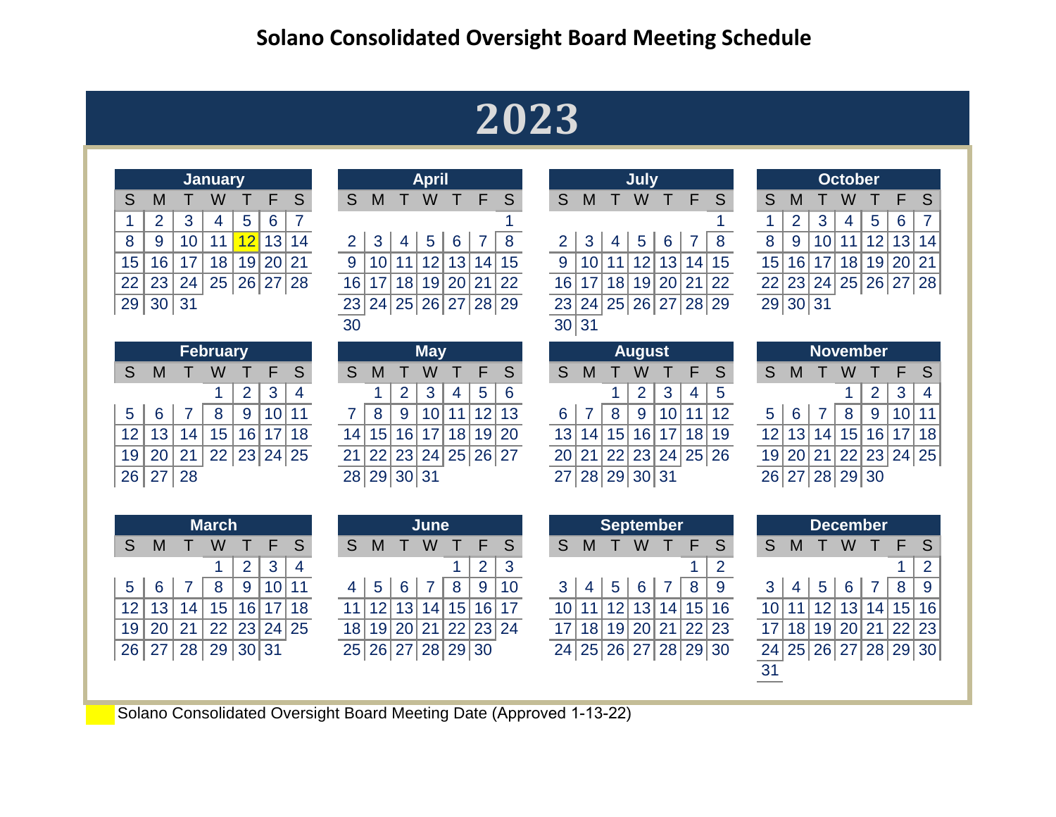# Solano Consolidated Oversight Board Meeting Schedule

## 2023

### January

| S | M | T | W | T | F | S |
|---|---|---|---|---|---|---|
| 1 | 2 | 3 | 4 | 5 | 6 | 7 |
| 8 | 9 | 10 | 11 | **12** | 13 | 14 |
| 15 | 16 | 17 | 18 | 19 | 20 | 21 |
| 22 | 23 | 24 | 25 | 26 | 27 | 28 |
| 29 | 30 | 31 | | | | |

### February

| S | M | T | W | T | F | S |
|---|---|---|---|---|---|---|
| | | | 1 | 2 | 3 | 4 |
| 5 | 6 | 7 | 8 | 9 | 10 | 11 |
| 12 | 13 | 14 | 15 | 16 | 17 | 18 |
| 19 | 20 | 21 | 22 | 23 | 24 | 25 |
| 26 | 27 | 28 | | | | |

### March

| S | M | T | W | T | F | S |
|---|---|---|---|---|---|---|
| | | | 1 | 2 | 3 | 4 |
| 5 | 6 | 7 | 8 | 9 | 10 | 11 |
| 12 | 13 | 14 | 15 | 16 | 17 | 18 |
| 19 | 20 | 21 | 22 | 23 | 24 | 25 |
| 26 | 27 | 28 | 29 | 30 | 31 | |

### April

| S | M | T | W | T | F | S |
|---|---|---|---|---|---|---|
| | | | | | | 1 |
| 2 | 3 | 4 | 5 | 6 | 7 | 8 |
| 9 | 10 | 11 | 12 | 13 | 14 | 15 |
| 16 | 17 | 18 | 19 | 20 | 21 | 22 |
| 23 | 24 | 25 | 26 | 27 | 28 | 29 |
| 30 | | | | | | |

### May

| S | M | T | W | T | F | S |
|---|---|---|---|---|---|---|
| | 1 | 2 | 3 | 4 | 5 | 6 |
| 7 | 8 | 9 | 10 | 11 | 12 | 13 |
| 14 | 15 | 16 | 17 | 18 | 19 | 20 |
| 21 | 22 | 23 | 24 | 25 | 26 | 27 |
| 28 | 29 | 30 | 31 | | | |

### June

| S | M | T | W | T | F | S |
|---|---|---|---|---|---|---|
| | | | | 1 | 2 | 3 |
| 4 | 5 | 6 | 7 | 8 | 9 | 10 |
| 11 | 12 | 13 | 14 | 15 | 16 | 17 |
| 18 | 19 | 20 | 21 | 22 | 23 | 24 |
| 25 | 26 | 27 | 28 | 29 | 30 | |

### July

| S | M | T | W | T | F | S |
|---|---|---|---|---|---|---|
| | | | | | | 1 |
| 2 | 3 | 4 | 5 | 6 | 7 | 8 |
| 9 | 10 | 11 | 12 | 13 | 14 | 15 |
| 16 | 17 | 18 | 19 | 20 | 21 | 22 |
| 23 | 24 | 25 | 26 | 27 | 28 | 29 |
| 30 | 31 | | | | | |

### August

| S | M | T | W | T | F | S |
|---|---|---|---|---|---|---|
| | | 1 | 2 | 3 | 4 | 5 |
| 6 | 7 | 8 | 9 | 10 | 11 | 12 |
| 13 | 14 | 15 | 16 | 17 | 18 | 19 |
| 20 | 21 | 22 | 23 | 24 | 25 | 26 |
| 27 | 28 | 29 | 30 | 31 | | |

### September

| S | M | T | W | T | F | S |
|---|---|---|---|---|---|---|
| | | | | | 1 | 2 |
| 3 | 4 | 5 | 6 | 7 | 8 | 9 |
| 10 | 11 | 12 | 13 | 14 | 15 | 16 |
| 17 | 18 | 19 | 20 | 21 | 22 | 23 |
| 24 | 25 | 26 | 27 | 28 | 29 | 30 |

### October

| S | M | T | W | T | F | S |
|---|---|---|---|---|---|---|
| 1 | 2 | 3 | 4 | 5 | 6 | 7 |
| 8 | 9 | 10 | 11 | 12 | 13 | 14 |
| 15 | 16 | 17 | 18 | 19 | 20 | 21 |
| 22 | 23 | 24 | 25 | 26 | 27 | 28 |
| 29 | 30 | 31 | | | | |

### November

| S | M | T | W | T | F | S |
|---|---|---|---|---|---|---|
| | | | 1 | 2 | 3 | 4 |
| 5 | 6 | 7 | 8 | 9 | 10 | 11 |
| 12 | 13 | 14 | 15 | 16 | 17 | 18 |
| 19 | 20 | 21 | 22 | 23 | 24 | 25 |
| 26 | 27 | 28 | 29 | 30 | | |

### December

| S | M | T | W | T | F | S |
|---|---|---|---|---|---|---|
| | | | | | 1 | 2 |
| 3 | 4 | 5 | 6 | 7 | 8 | 9 |
| 10 | 11 | 12 | 13 | 14 | 15 | 16 |
| 17 | 18 | 19 | 20 | 21 | 22 | 23 |
| 24 | 25 | 26 | 27 | 28 | 29 | 30 |
| 31 | | | | | | |

Solano Consolidated Oversight Board Meeting Date (Approved 1-13-22)